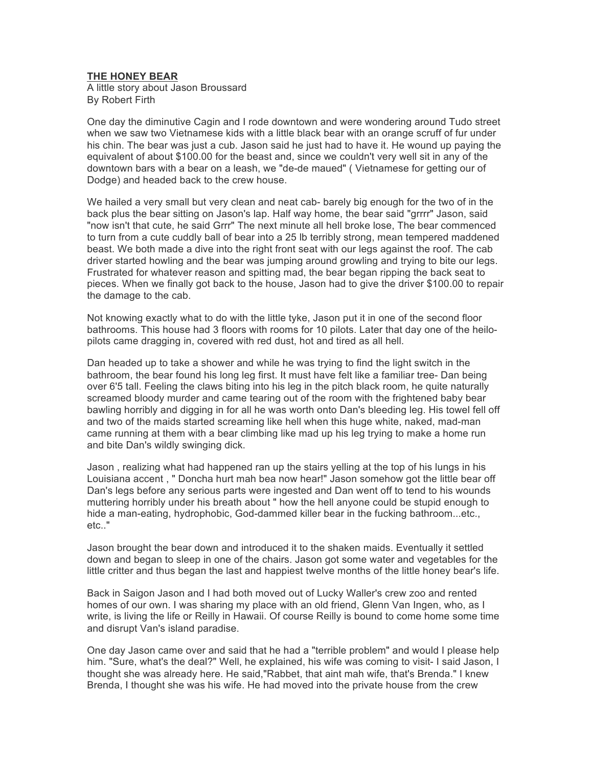**THE HONEY BEAR**

A little story about Jason Broussard
By Robert Firth

One day the diminutive Cagin and I rode downtown and were wondering around Tudo street when we saw two Vietnamese kids with a little black bear with an orange scruff of fur under his chin. The bear was just a cub. Jason said he just had to have it. He wound up paying the equivalent of about $100.00 for the beast and, since we couldn't very well sit in any of the downtown bars with a bear on a leash, we "de-de maued" ( Vietnamese for getting our of Dodge) and headed back to the crew house.

We hailed a very small but very clean and neat cab- barely big enough for the two of in the back plus the bear sitting on Jason's lap. Half way home, the bear said "grrrr" Jason, said "now isn't that cute, he said Grrr" The next minute all hell broke lose, The bear commenced to turn from a cute cuddly ball of bear into a 25 lb terribly strong, mean tempered maddened beast. We both made a dive into the right front seat with our legs against the roof. The cab driver started howling and the bear was jumping around growling and trying to bite our legs. Frustrated for whatever reason and spitting mad, the bear began ripping the back seat to pieces. When we finally got back to the house, Jason had to give the driver $100.00 to repair the damage to the cab.

Not knowing exactly what to do with the little tyke, Jason put it in one of the second floor bathrooms. This house had 3 floors with rooms for 10 pilots. Later that day one of the heilo-pilots came dragging in, covered with red dust, hot and tired as all hell.

Dan headed up to take a shower and while he was trying to find the light switch in the bathroom, the bear found his long leg first. It must have felt like a familiar tree- Dan being over 6'5 tall. Feeling the claws biting into his leg in the pitch black room, he quite naturally screamed bloody murder and came tearing out of the room with the frightened baby bear bawling horribly and digging in for all he was worth onto Dan's bleeding leg. His towel fell off and two of the maids started screaming like hell when this huge white, naked, mad-man came running at them with a bear climbing like mad up his leg trying to make a home run and bite Dan's wildly swinging dick.

Jason , realizing what had happened ran up the stairs yelling at the top of his lungs in his Louisiana accent , " Doncha hurt mah bea now hear!" Jason somehow got the little bear off Dan's legs before any serious parts were ingested and Dan went off to tend to his wounds muttering horribly under his breath about " how the hell anyone could be stupid enough to hide a man-eating, hydrophobic, God-dammed killer bear in the fucking bathroom...etc., etc.."

Jason brought the bear down and introduced it to the shaken maids. Eventually it settled down and began to sleep in one of the chairs. Jason got some water and vegetables for the little critter and thus began the last and happiest twelve months of the little honey bear's life.

Back in Saigon Jason and I had both moved out of Lucky Waller's crew zoo and rented homes of our own. I was sharing my place with an old friend, Glenn Van Ingen, who, as I write, is living the life or Reilly in Hawaii. Of course Reilly is bound to come home some time and disrupt Van's island paradise.

One day Jason came over and said that he had a "terrible problem" and would I please help him. "Sure, what's the deal?" Well, he explained, his wife was coming to visit- I said Jason, I thought she was already here. He said,"Rabbet, that aint mah wife, that's Brenda." I knew Brenda, I thought she was his wife. He had moved into the private house from the crew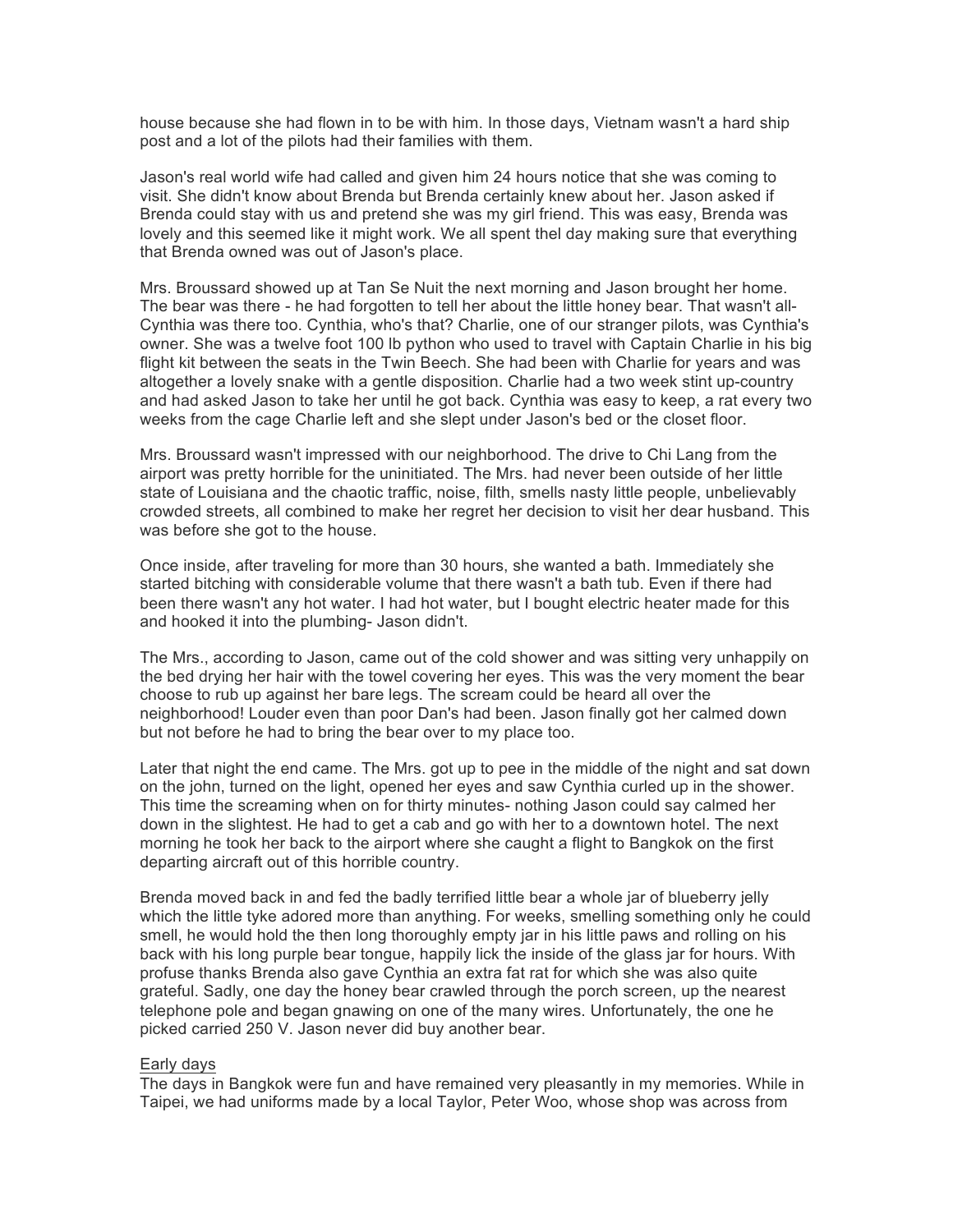house because she had flown in to be with him. In those days, Vietnam wasn't a hard ship post and a lot of the pilots had their families with them.

Jason's real world wife had called and given him 24 hours notice that she was coming to visit. She didn't know about Brenda but Brenda certainly knew about her. Jason asked if Brenda could stay with us and pretend she was my girl friend. This was easy, Brenda was lovely and this seemed like it might work. We all spent thel day making sure that everything that Brenda owned was out of Jason's place.

Mrs. Broussard showed up at Tan Se Nuit the next morning and Jason brought her home. The bear was there - he had forgotten to tell her about the little honey bear. That wasn't all- Cynthia was there too. Cynthia, who's that? Charlie, one of our stranger pilots, was Cynthia's owner. She was a twelve foot 100 lb python who used to travel with Captain Charlie in his big flight kit between the seats in the Twin Beech. She had been with Charlie for years and was altogether a lovely snake with a gentle disposition. Charlie had a two week stint up-country and had asked Jason to take her until he got back. Cynthia was easy to keep, a rat every two weeks from the cage Charlie left and she slept under Jason's bed or the closet floor.

Mrs. Broussard wasn't impressed with our neighborhood. The drive to Chi Lang from the airport was pretty horrible for the uninitiated. The Mrs. had never been outside of her little state of Louisiana and the chaotic traffic, noise, filth, smells nasty little people, unbelievably crowded streets, all combined to make her regret her decision to visit her dear husband. This was before she got to the house.

Once inside, after traveling for more than 30 hours, she wanted a bath. Immediately she started bitching with considerable volume that there wasn't a bath tub. Even if there had been there wasn't any hot water. I had hot water, but I bought electric heater made for this and hooked it into the plumbing- Jason didn't.

The Mrs., according to Jason, came out of the cold shower and was sitting very unhappily on the bed drying her hair with the towel covering her eyes. This was the very moment the bear choose to rub up against her bare legs. The scream could be heard all over the neighborhood! Louder even than poor Dan's had been. Jason finally got her calmed down but not before he had to bring the bear over to my place too.

Later that night the end came. The Mrs. got up to pee in the middle of the night and sat down on the john, turned on the light, opened her eyes and saw Cynthia curled up in the shower. This time the screaming when on for thirty minutes- nothing Jason could say calmed her down in the slightest. He had to get a cab and go with her to a downtown hotel. The next morning he took her back to the airport where she caught a flight to Bangkok on the first departing aircraft out of this horrible country.

Brenda moved back in and fed the badly terrified little bear a whole jar of blueberry jelly which the little tyke adored more than anything. For weeks, smelling something only he could smell, he would hold the then long thoroughly empty jar in his little paws and rolling on his back with his long purple bear tongue, happily lick the inside of the glass jar for hours. With profuse thanks Brenda also gave Cynthia an extra fat rat for which she was also quite grateful. Sadly, one day the honey bear crawled through the porch screen, up the nearest telephone pole and began gnawing on one of the many wires. Unfortunately, the one he picked carried 250 V. Jason never did buy another bear.

Early days

The days in Bangkok were fun and have remained very pleasantly in my memories. While in Taipei, we had uniforms made by a local Taylor, Peter Woo, whose shop was across from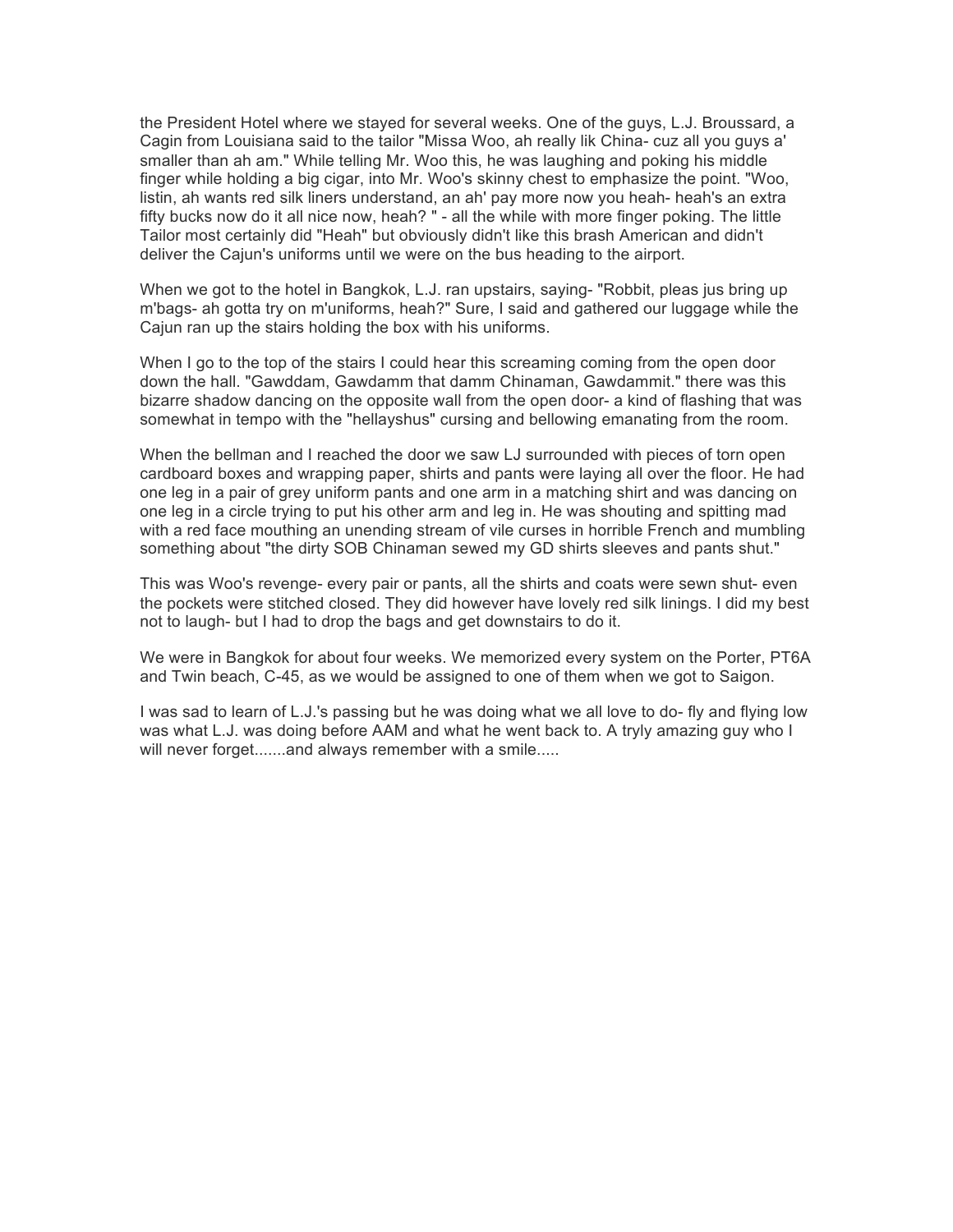the President Hotel where we stayed for several weeks. One of the guys, L.J. Broussard, a Cagin from Louisiana said to the tailor "Missa Woo, ah really lik China- cuz all you guys a' smaller than ah am." While telling Mr. Woo this, he was laughing and poking his middle finger while holding a big cigar, into Mr. Woo's skinny chest to emphasize the point. "Woo, listin, ah wants red silk liners understand, an ah' pay more now you heah- heah's an extra fifty bucks now do it all nice now, heah? " - all the while with more finger poking. The little Tailor most certainly did "Heah" but obviously didn't like this brash American and didn't deliver the Cajun's uniforms until we were on the bus heading to the airport.

When we got to the hotel in Bangkok, L.J. ran upstairs, saying- "Robbit, pleas jus bring up m'bags- ah gotta try on m'uniforms, heah?" Sure, I said and gathered our luggage while the Cajun ran up the stairs holding the box with his uniforms.

When I go to the top of the stairs I could hear this screaming coming from the open door down the hall. "Gawddam, Gawdamm that damm Chinaman, Gawdammit." there was this bizarre shadow dancing on the opposite wall from the open door- a kind of flashing that was somewhat in tempo with the "hellayshus" cursing and bellowing emanating from the room.

When the bellman and I reached the door we saw LJ surrounded with pieces of torn open cardboard boxes and wrapping paper, shirts and pants were laying all over the floor. He had one leg in a pair of grey uniform pants and one arm in a matching shirt and was dancing on one leg in a circle trying to put his other arm and leg in. He was shouting and spitting mad with a red face mouthing an unending stream of vile curses in horrible French and mumbling something about "the dirty SOB Chinaman sewed my GD shirts sleeves and pants shut."

This was Woo's revenge- every pair or pants, all the shirts and coats were sewn shut- even the pockets were stitched closed. They did however have lovely red silk linings. I did my best not to laugh- but I had to drop the bags and get downstairs to do it.

We were in Bangkok for about four weeks. We memorized every system on the Porter, PT6A and Twin beach, C-45, as we would be assigned to one of them when we got to Saigon.

I was sad to learn of L.J.'s passing but he was doing what we all love to do- fly and flying low was what L.J. was doing before AAM and what he went back to. A tryly amazing guy who I will never forget.......and always remember with a smile.....